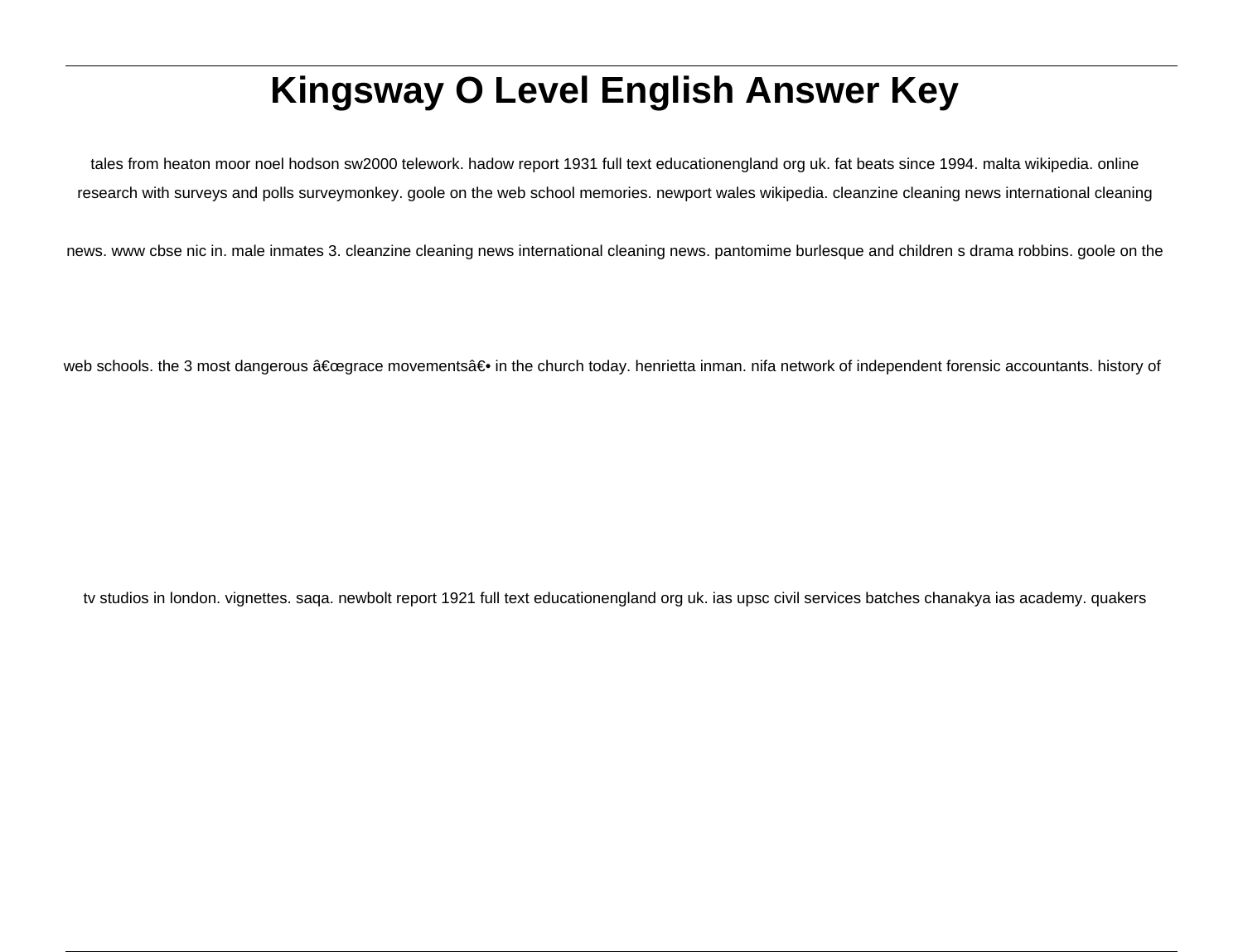# Kingsway O Level English Answer Key

tales from heaton moor noel hodson sw2000 telework. hadow report 1931 full text educationengland org uk. fat beats since 1994. malta wikipedia. online research with surveys and polls surveymonkey. goole on the web school memories. newport wales wikipedia. cleanzine cleaning news international cleaning news. www cbse nic in. male inmates 3. cleanzine cleaning news international cleaning news. pantomime burlesque and children s drama robbins. goole on the web schools. the 3 most dangerous â€œgrace movementsâ€• in the church today. henrietta inman. nifa network of independent forensic accountants. history of tv studios in london. vignettes. saqa. newbolt report 1921 full text educationengland org uk. ias upsc civil services batches chanakya ias academy. quakers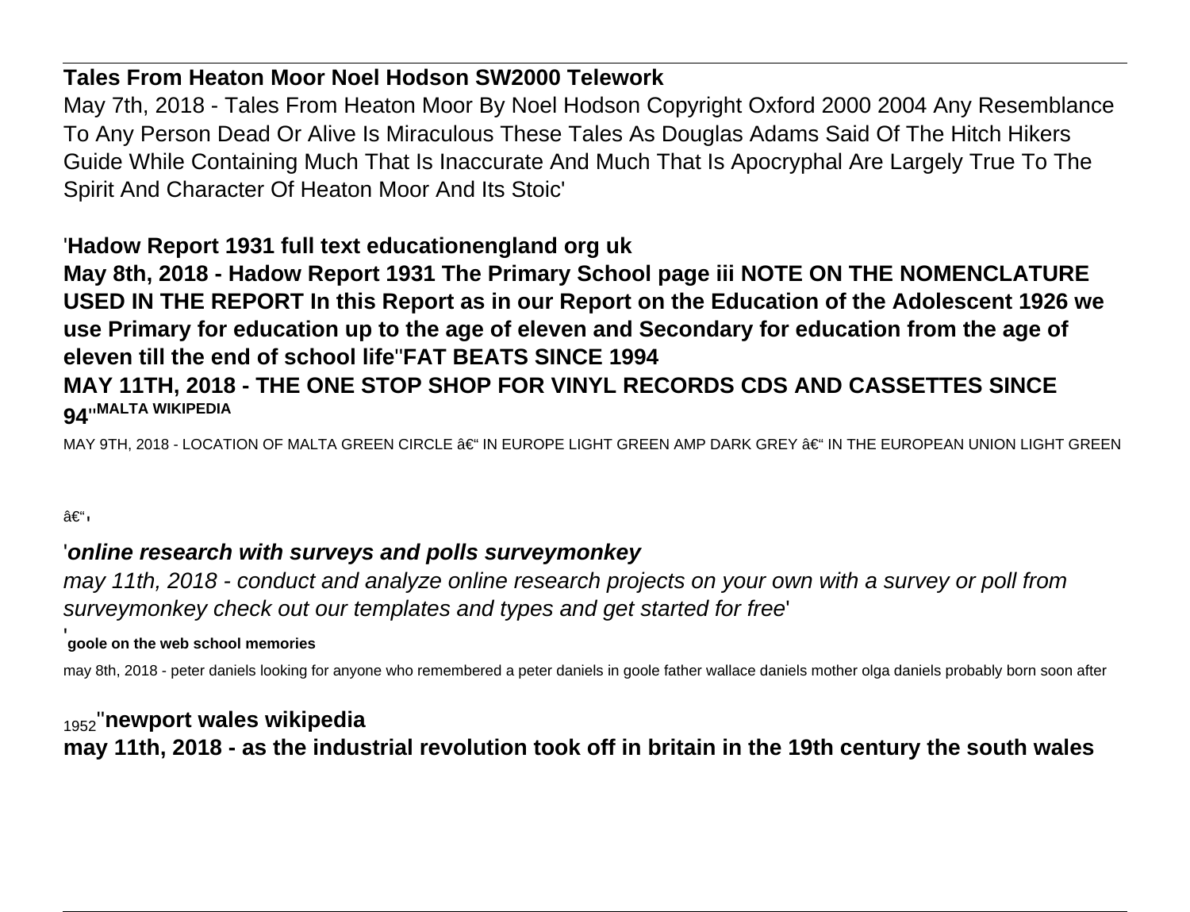**Tales From Heaton Moor Noel Hodson SW2000 Telework**

May 7th, 2018 - Tales From Heaton Moor By Noel Hodson Copyright Oxford 2000 2004 Any Resemblance To Any Person Dead Or Alive Is Miraculous These Tales As Douglas Adams Said Of The Hitch Hikers Guide While Containing Much That Is Inaccurate And Much That Is Apocryphal Are Largely True To The Spirit And Character Of Heaton Moor And Its Stoic'

'**Hadow Report 1931 full text educationengland org uk**

**May 8th, 2018 - Hadow Report 1931 The Primary School page iii NOTE ON THE NOMENCLATURE USED IN THE REPORT In this Report as in our Report on the Education of the Adolescent 1926 we use Primary for education up to the age of eleven and Secondary for education from the age of eleven till the end of school life**''**FAT BEATS SINCE 1994**

**MAY 11TH, 2018 - THE ONE STOP SHOP FOR VINYL RECORDS CDS AND CASSETTES SINCE 94**''**MALTA WIKIPEDIA**

MAY 9TH, 2018 - LOCATION OF MALTA GREEN CIRCLE â€“ IN EUROPE LIGHT GREEN AMP DARK GREY â€“ IN THE EUROPEAN UNION LIGHT GREEN â€“'

'***online research with surveys and polls surveymonkey***

*may 11th, 2018 - conduct and analyze online research projects on your own with a survey or poll from surveymonkey check out our templates and types and get started for free*'

'**goole on the web school memories**

may 8th, 2018 - peter daniels looking for anyone who remembered a peter daniels in goole father wallace daniels mother olga daniels probably born soon after 1952''**newport wales wikipedia**

**may 11th, 2018 - as the industrial revolution took off in britain in the 19th century the south wales**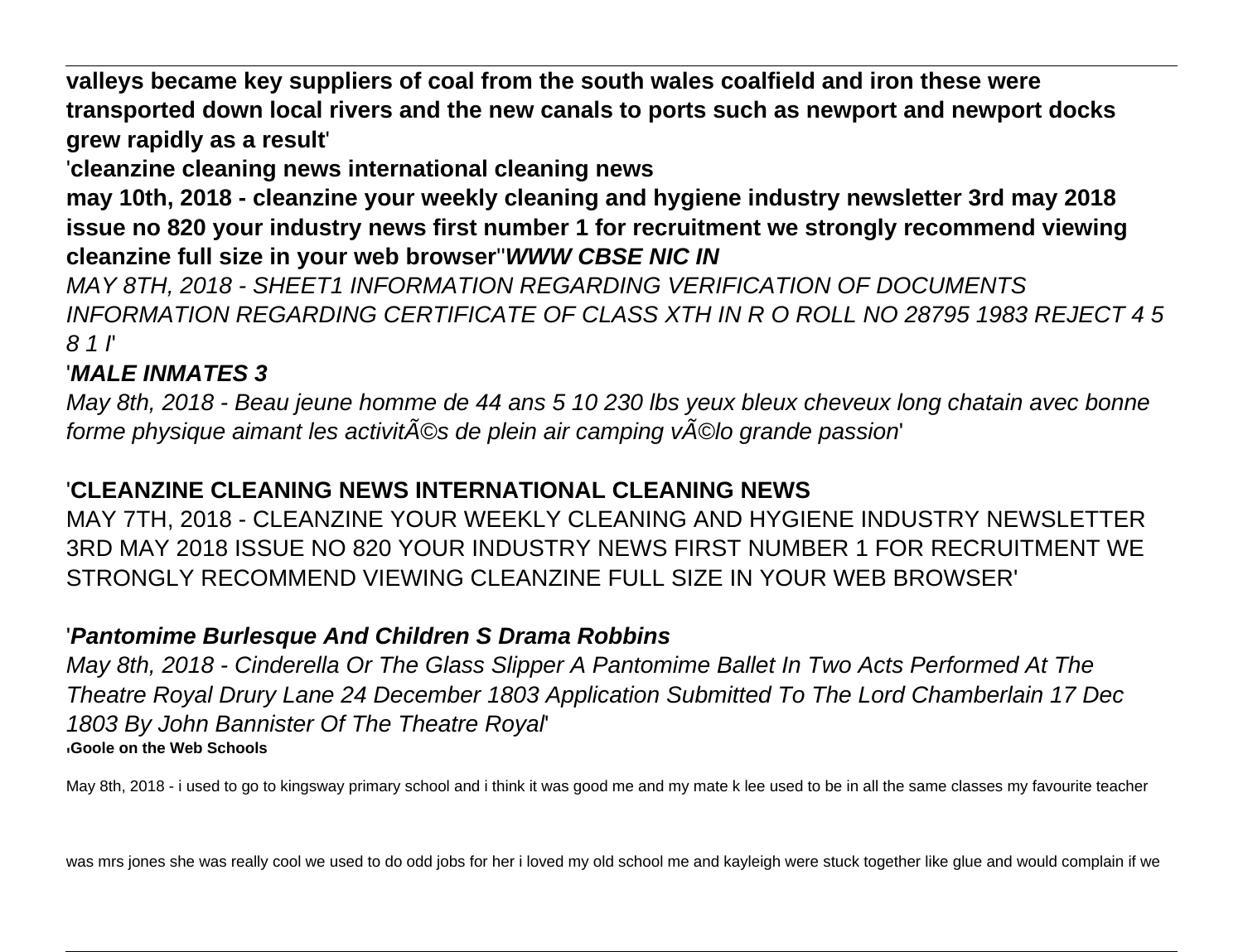**valleys became key suppliers of coal from the south wales coalfield and iron these were transported down local rivers and the new canals to ports such as newport and newport docks grew rapidly as a result**'

'**cleanzine cleaning news international cleaning news**

**may 10th, 2018 - cleanzine your weekly cleaning and hygiene industry newsletter 3rd may 2018 issue no 820 your industry news first number 1 for recruitment we strongly recommend viewing cleanzine full size in your web browser**''***WWW CBSE NIC IN***

*MAY 8TH, 2018 - SHEET1 INFORMATION REGARDING VERIFICATION OF DOCUMENTS INFORMATION REGARDING CERTIFICATE OF CLASS XTH IN R O ROLL NO 28795 1983 REJECT 4 5 8 1 I*'

'***MALE INMATES 3***

*May 8th, 2018 - Beau jeune homme de 44 ans 5 10 230 lbs yeux bleux cheveux long chatain avec bonne forme physique aimant les activitÃ©s de plein air camping vÃ©lo grande passion*'

'**CLEANZINE CLEANING NEWS INTERNATIONAL CLEANING NEWS**

MAY 7TH, 2018 - CLEANZINE YOUR WEEKLY CLEANING AND HYGIENE INDUSTRY NEWSLETTER 3RD MAY 2018 ISSUE NO 820 YOUR INDUSTRY NEWS FIRST NUMBER 1 FOR RECRUITMENT WE STRONGLY RECOMMEND VIEWING CLEANZINE FULL SIZE IN YOUR WEB BROWSER'

'***Pantomime Burlesque And Children S Drama Robbins***

*May 8th, 2018 - Cinderella Or The Glass Slipper A Pantomime Ballet In Two Acts Performed At The Theatre Royal Drury Lane 24 December 1803 Application Submitted To The Lord Chamberlain 17 Dec 1803 By John Bannister Of The Theatre Royal*'

'**Goole on the Web Schools**

May 8th, 2018 - i used to go to kingsway primary school and i think it was good me and my mate k lee used to be in all the same classes my favourite teacher was mrs jones she was really cool we used to do odd jobs for her i loved my old school me and kayleigh were stuck together like glue and would complain if we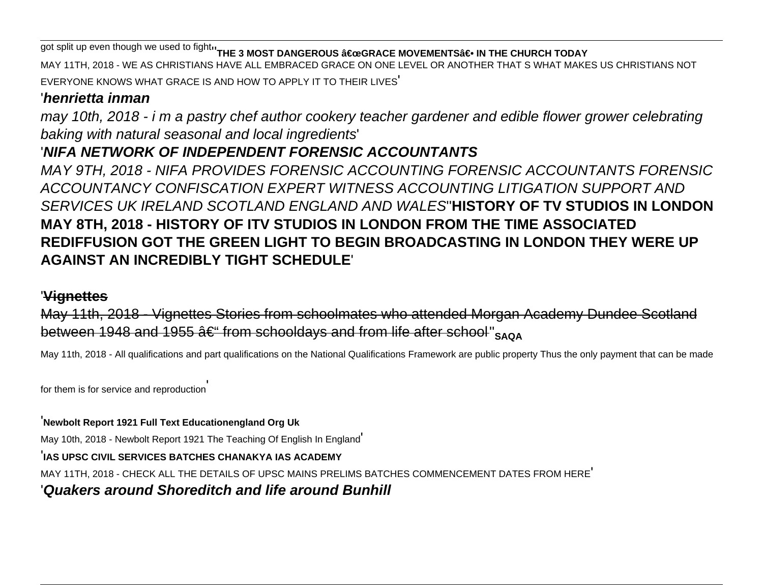got split up even though we used to fight''**THE 3 MOST DANGEROUS â€œGRACE MOVEMENTSâ€• IN THE CHURCH TODAY**

MAY 11TH, 2018 - WE AS CHRISTIANS HAVE ALL EMBRACED GRACE ON ONE LEVEL OR ANOTHER THAT S WHAT MAKES US CHRISTIANS NOT EVERYONE KNOWS WHAT GRACE IS AND HOW TO APPLY IT TO THEIR LIVES'

'***henrietta inman***

*may 10th, 2018 - i m a pastry chef author cookery teacher gardener and edible flower grower celebrating baking with natural seasonal and local ingredients*'

'***NIFA NETWORK OF INDEPENDENT FORENSIC ACCOUNTANTS***

*MAY 9TH, 2018 - NIFA PROVIDES FORENSIC ACCOUNTING FORENSIC ACCOUNTANTS FORENSIC ACCOUNTANCY CONFISCATION EXPERT WITNESS ACCOUNTING LITIGATION SUPPORT AND SERVICES UK IRELAND SCOTLAND ENGLAND AND WALES*''**HISTORY OF TV STUDIOS IN LONDON MAY 8TH, 2018 - HISTORY OF ITV STUDIOS IN LONDON FROM THE TIME ASSOCIATED REDIFFUSION GOT THE GREEN LIGHT TO BEGIN BROADCASTING IN LONDON THEY WERE UP AGAINST AN INCREDIBLY TIGHT SCHEDULE**'

'~~**Vignettes**~~

~~May 11th, 2018 - Vignettes Stories from schoolmates who attended Morgan Academy Dundee Scotland between 1948 and 1955 â€“ from schooldays and from life after school~~''**SAQA**

May 11th, 2018 - All qualifications and part qualifications on the National Qualifications Framework are public property Thus the only payment that can be made for them is for service and reproduction'

'**Newbolt Report 1921 Full Text Educationengland Org Uk**

May 10th, 2018 - Newbolt Report 1921 The Teaching Of English In England'

'**IAS UPSC CIVIL SERVICES BATCHES CHANAKYA IAS ACADEMY**

MAY 11TH, 2018 - CHECK ALL THE DETAILS OF UPSC MAINS PRELIMS BATCHES COMMENCEMENT DATES FROM HERE'

'***Quakers around Shoreditch and life around Bunhill***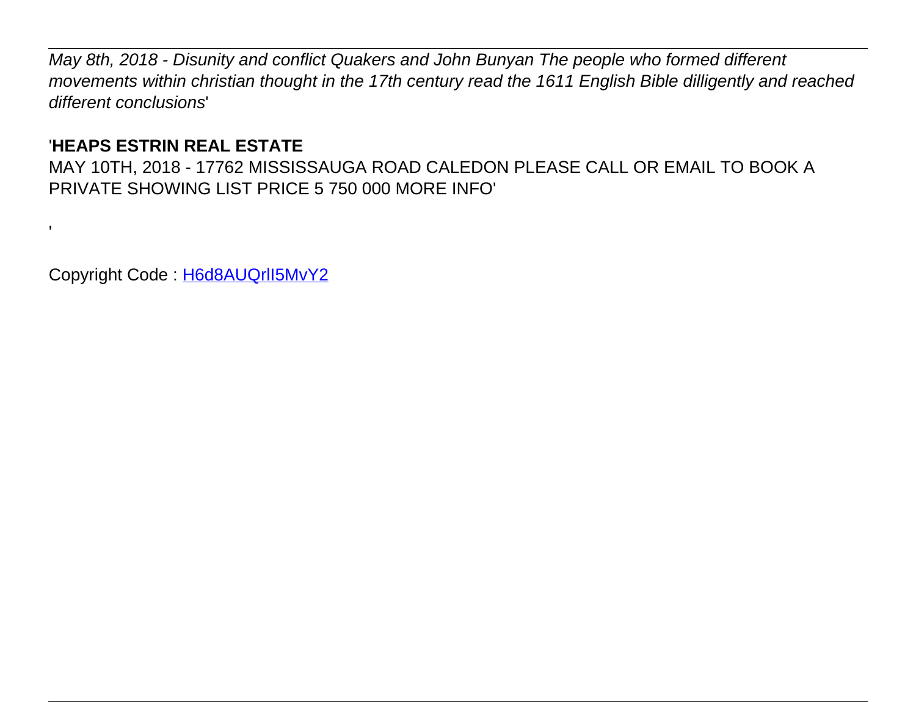*May 8th, 2018 - Disunity and conflict Quakers and John Bunyan The people who formed different movements within christian thought in the 17th century read the 1611 English Bible dilligently and reached different conclusions*'

'**HEAPS ESTRIN REAL ESTATE**

MAY 10TH, 2018 - 17762 MISSISSAUGA ROAD CALEDON PLEASE CALL OR EMAIL TO BOOK A PRIVATE SHOWING LIST PRICE 5 750 000 MORE INFO'

'

Copyright Code : H6d8AUQrlI5MvY2